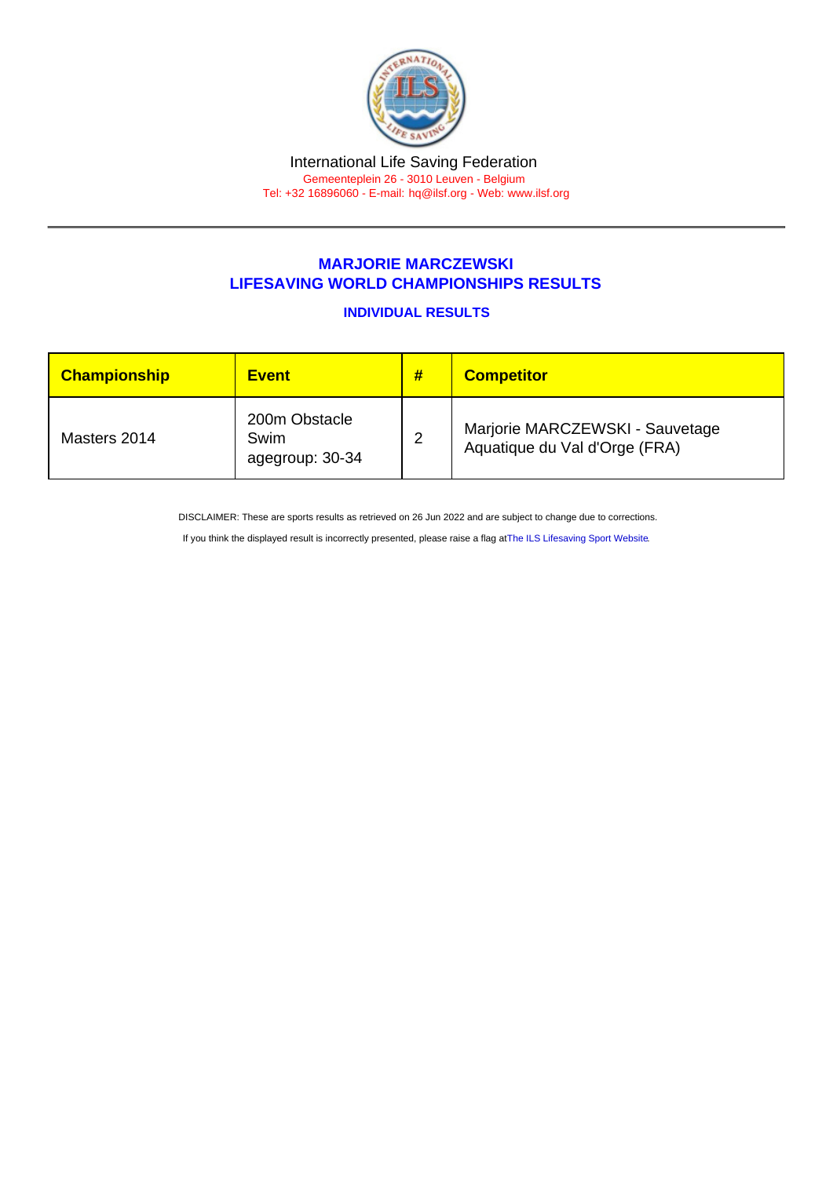International Life Saving Federation

Gemeenteplein 26 - 3010 Leuven - Belgium

Tel: +32 16896060 - E-mail: hq@ilsf.org - Web: www.ilsf.org

## MARJORIE MARCZEWSKI
## LIFESAVING WORLD CHAMPIONSHIPS RESULTS

### INDIVIDUAL RESULTS

| Championship | Event | # | Competitor |
|---|---|---|---|
| Masters 2014 | 200m Obstacle Swim agegroup: 30-34 | 2 | Marjorie MARCZEWSKI - Sauvetage Aquatique du Val d'Orge (FRA) |

DISCLAIMER: These are sports results as retrieved on 26 Jun 2022 and are subject to change due to corrections.

If you think the displayed result is incorrectly presented, please raise a flag at The ILS Lifesaving Sport Website.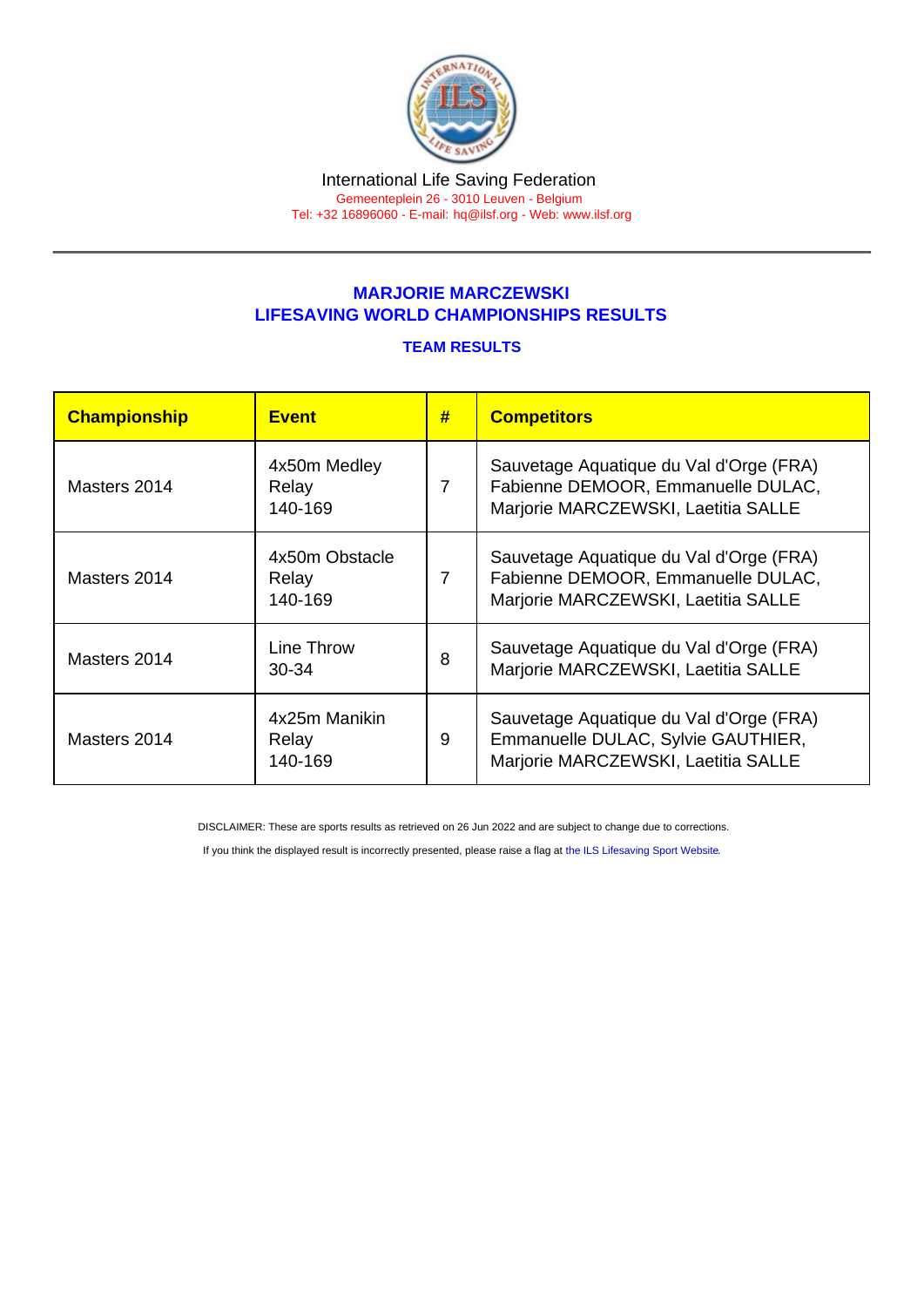International Life Saving Federation
Gemeenteplein 26 - 3010 Leuven - Belgium
Tel: +32 16896060 - E-mail: hq@ilsf.org - Web: www.ilsf.org

## MARJORIE MARCZEWSKI
## LIFESAVING WORLD CHAMPIONSHIPS RESULTS

### TEAM RESULTS

| Championship | Event | # | Competitors |
|---|---|---|---|
| Masters 2014 | 4x50m Medley Relay 140-169 | 7 | Sauvetage Aquatique du Val d'Orge (FRA) Fabienne DEMOOR, Emmanuelle DULAC, Marjorie MARCZEWSKI, Laetitia SALLE |
| Masters 2014 | 4x50m Obstacle Relay 140-169 | 7 | Sauvetage Aquatique du Val d'Orge (FRA) Fabienne DEMOOR, Emmanuelle DULAC, Marjorie MARCZEWSKI, Laetitia SALLE |
| Masters 2014 | Line Throw 30-34 | 8 | Sauvetage Aquatique du Val d'Orge (FRA) Marjorie MARCZEWSKI, Laetitia SALLE |
| Masters 2014 | 4x25m Manikin Relay 140-169 | 9 | Sauvetage Aquatique du Val d'Orge (FRA) Emmanuelle DULAC, Sylvie GAUTHIER, Marjorie MARCZEWSKI, Laetitia SALLE |

DISCLAIMER: These are sports results as retrieved on 26 Jun 2022 and are subject to change due to corrections.

If you think the displayed result is incorrectly presented, please raise a flag at the ILS Lifesaving Sport Website.